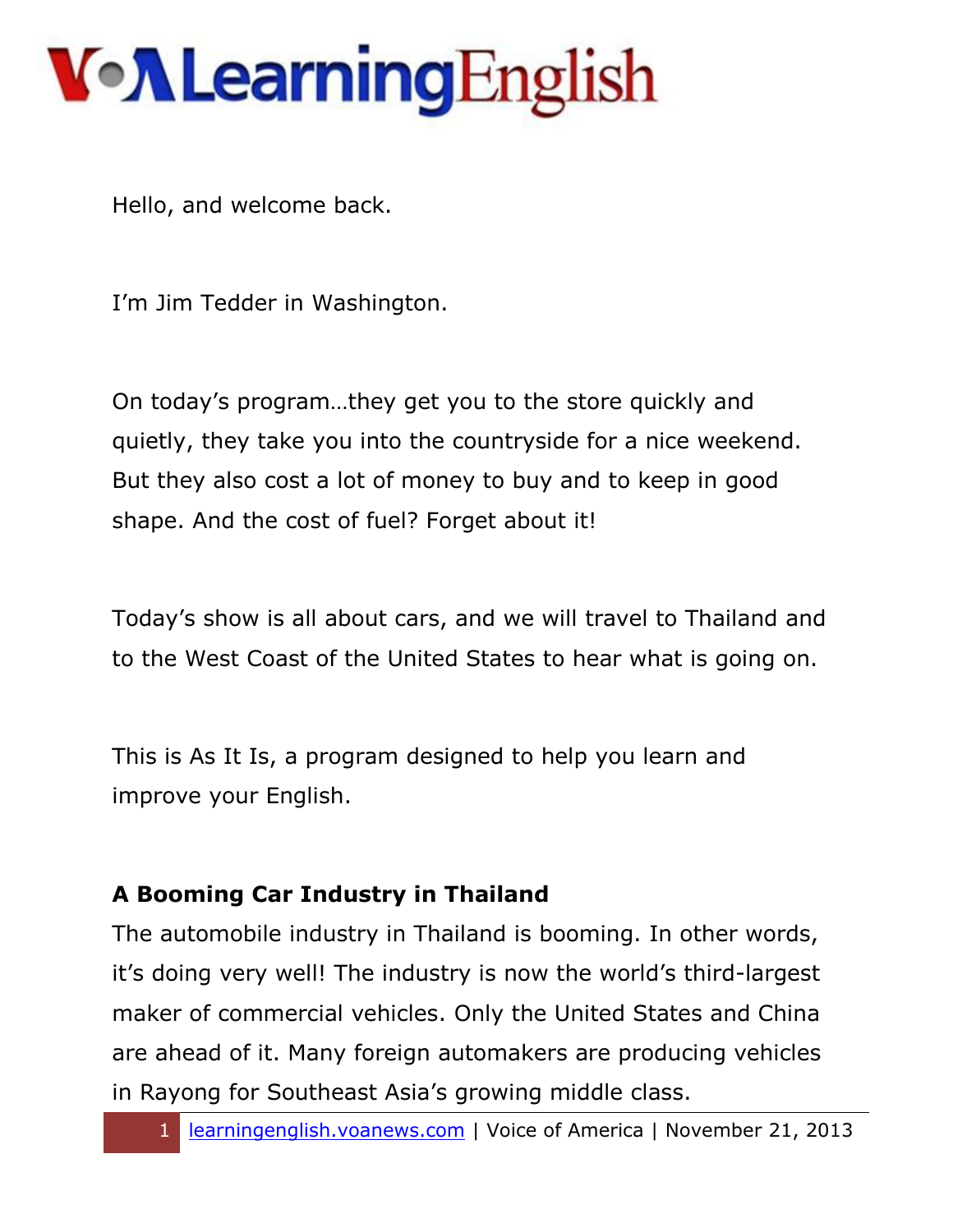Hello, and welcome back.

I'm Jim Tedder in Washington.

On today's program…they get you to the store quickly and quietly, they take you into the countryside for a nice weekend. But they also cost a lot of money to buy and to keep in good shape. And the cost of fuel? Forget about it!

Today's show is all about cars, and we will travel to Thailand and to the West Coast of the United States to hear what is going on.

This is As It Is, a program designed to help you learn and improve your English.

**A Booming Car Industry in Thailand**

The automobile industry in Thailand is booming. In other words, it's doing very well! The industry is now the world's third-largest maker of commercial vehicles. Only the United States and China are ahead of it. Many foreign automakers are producing vehicles in Rayong for Southeast Asia's growing middle class.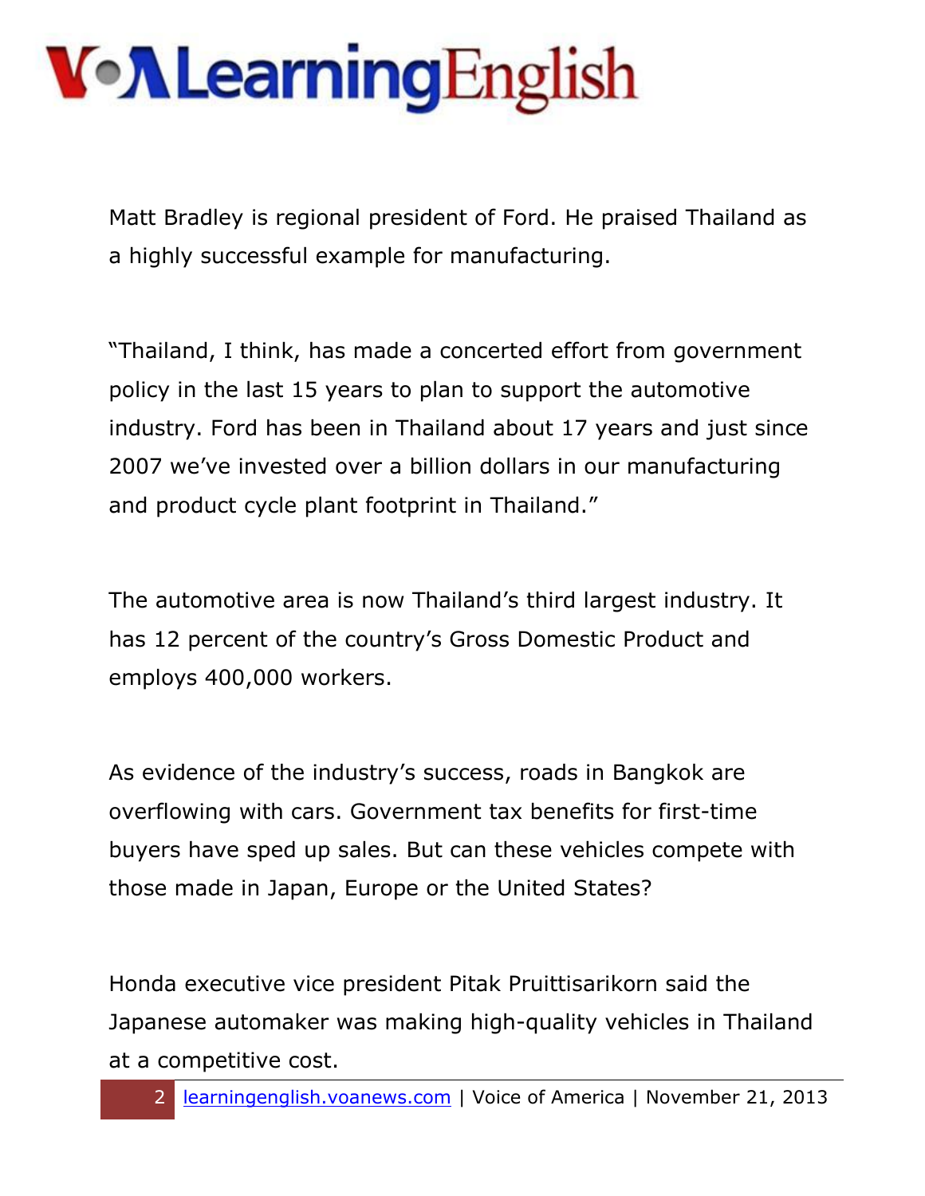Matt Bradley is regional president of Ford. He praised Thailand as a highly successful example for manufacturing.

"Thailand, I think, has made a concerted effort from government policy in the last 15 years to plan to support the automotive industry. Ford has been in Thailand about 17 years and just since 2007 we've invested over a billion dollars in our manufacturing and product cycle plant footprint in Thailand."

The automotive area is now Thailand's third largest industry. It has 12 percent of the country's Gross Domestic Product and employs 400,000 workers.

As evidence of the industry's success, roads in Bangkok are overflowing with cars. Government tax benefits for first-time buyers have sped up sales. But can these vehicles compete with those made in Japan, Europe or the United States?

Honda executive vice president Pitak Pruittisarikorn said the Japanese automaker was making high-quality vehicles in Thailand at a competitive cost.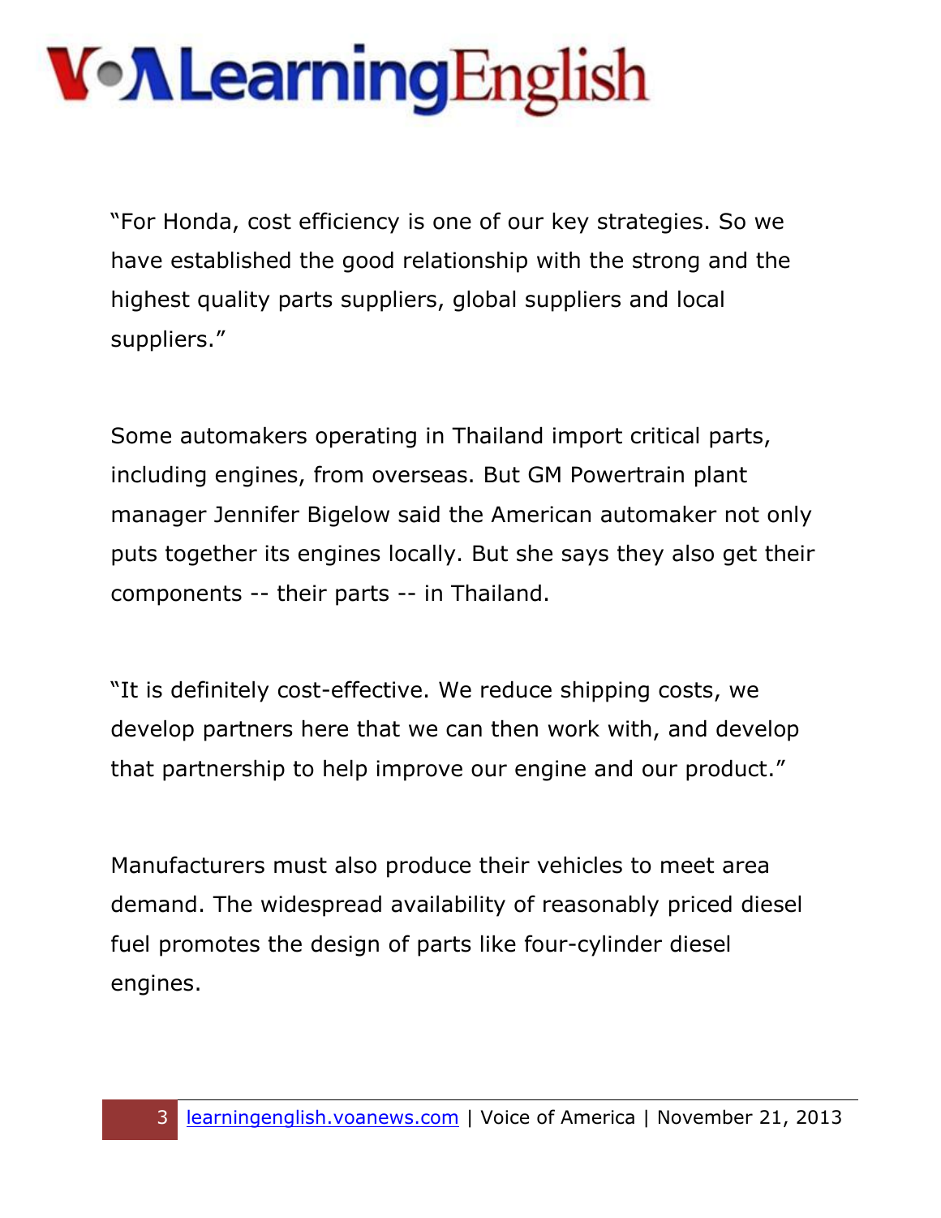"For Honda, cost efficiency is one of our key strategies. So we have established the good relationship with the strong and the highest quality parts suppliers, global suppliers and local suppliers."

Some automakers operating in Thailand import critical parts, including engines, from overseas. But GM Powertrain plant manager Jennifer Bigelow said the American automaker not only puts together its engines locally. But she says they also get their components -- their parts -- in Thailand.

"It is definitely cost-effective. We reduce shipping costs, we develop partners here that we can then work with, and develop that partnership to help improve our engine and our product."

Manufacturers must also produce their vehicles to meet area demand. The widespread availability of reasonably priced diesel fuel promotes the design of parts like four-cylinder diesel engines.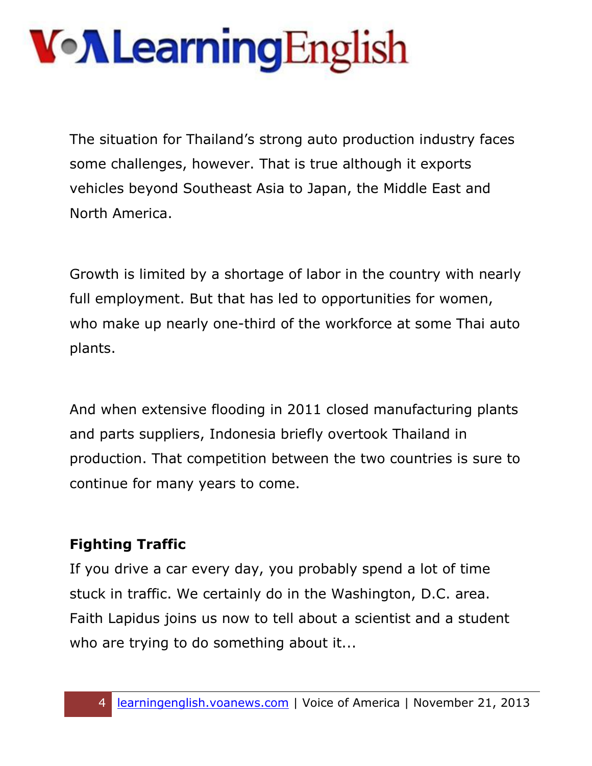The situation for Thailand's strong auto production industry faces some challenges, however. That is true although it exports vehicles beyond Southeast Asia to Japan, the Middle East and North America.

Growth is limited by a shortage of labor in the country with nearly full employment. But that has led to opportunities for women, who make up nearly one-third of the workforce at some Thai auto plants.

And when extensive flooding in 2011 closed manufacturing plants and parts suppliers, Indonesia briefly overtook Thailand in production. That competition between the two countries is sure to continue for many years to come.

**Fighting Traffic**

If you drive a car every day, you probably spend a lot of time stuck in traffic. We certainly do in the Washington, D.C. area. Faith Lapidus joins us now to tell about a scientist and a student who are trying to do something about it...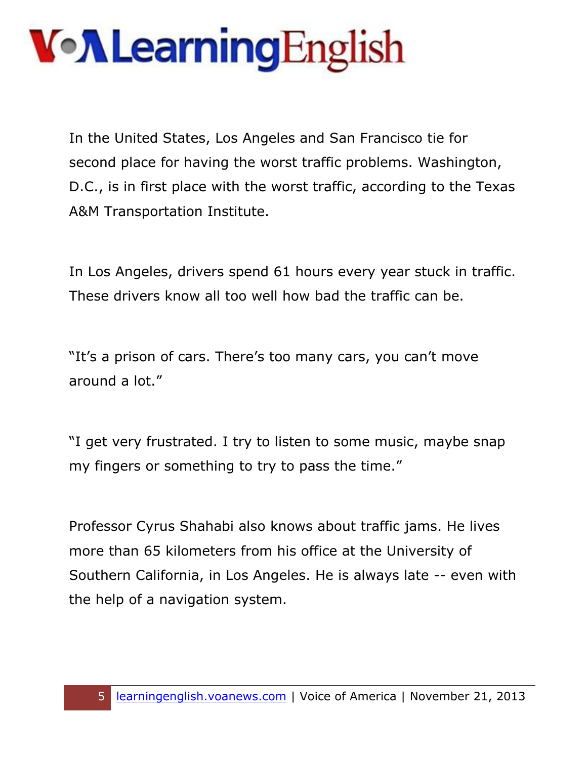In the United States, Los Angeles and San Francisco tie for second place for having the worst traffic problems. Washington, D.C., is in first place with the worst traffic, according to the Texas A&M Transportation Institute.

In Los Angeles, drivers spend 61 hours every year stuck in traffic. These drivers know all too well how bad the traffic can be.

"It's a prison of cars. There's too many cars, you can't move around a lot."

"I get very frustrated. I try to listen to some music, maybe snap my fingers or something to try to pass the time."

Professor Cyrus Shahabi also knows about traffic jams. He lives more than 65 kilometers from his office at the University of Southern California, in Los Angeles. He is always late -- even with the help of a navigation system.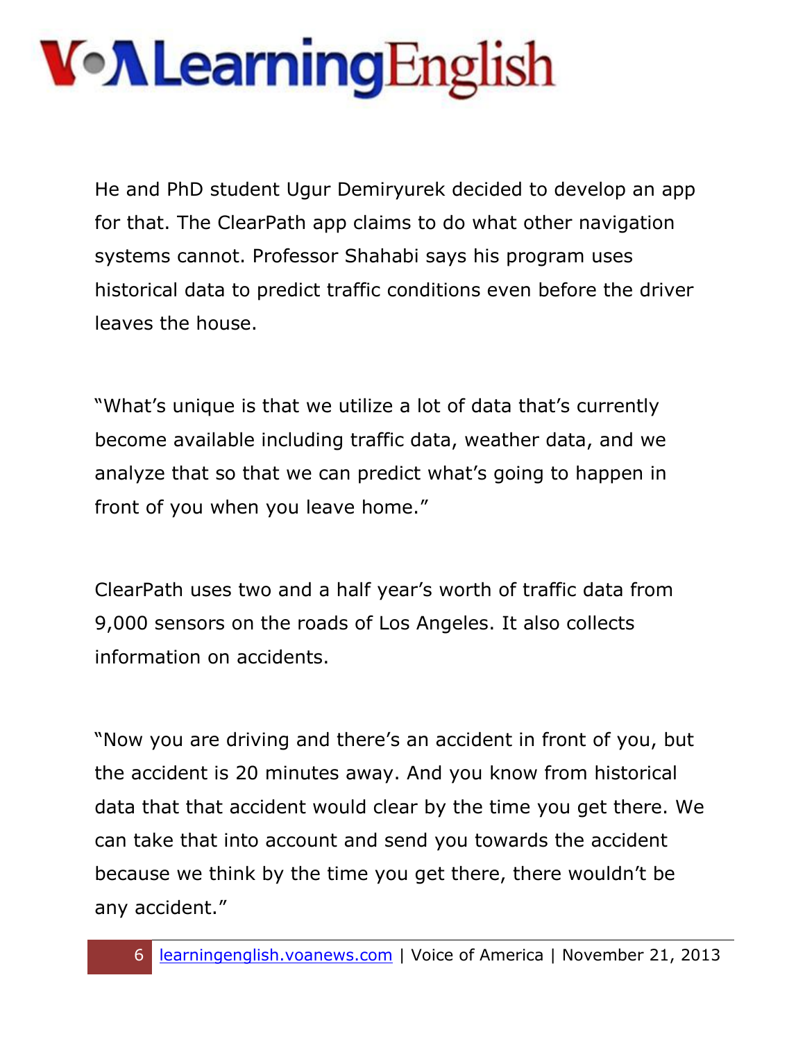He and PhD student Ugur Demiryurek decided to develop an app for that. The ClearPath app claims to do what other navigation systems cannot. Professor Shahabi says his program uses historical data to predict traffic conditions even before the driver leaves the house.

"What's unique is that we utilize a lot of data that's currently become available including traffic data, weather data, and we analyze that so that we can predict what's going to happen in front of you when you leave home."

ClearPath uses two and a half year's worth of traffic data from 9,000 sensors on the roads of Los Angeles. It also collects information on accidents.

"Now you are driving and there's an accident in front of you, but the accident is 20 minutes away. And you know from historical data that that accident would clear by the time you get there. We can take that into account and send you towards the accident because we think by the time you get there, there wouldn't be any accident."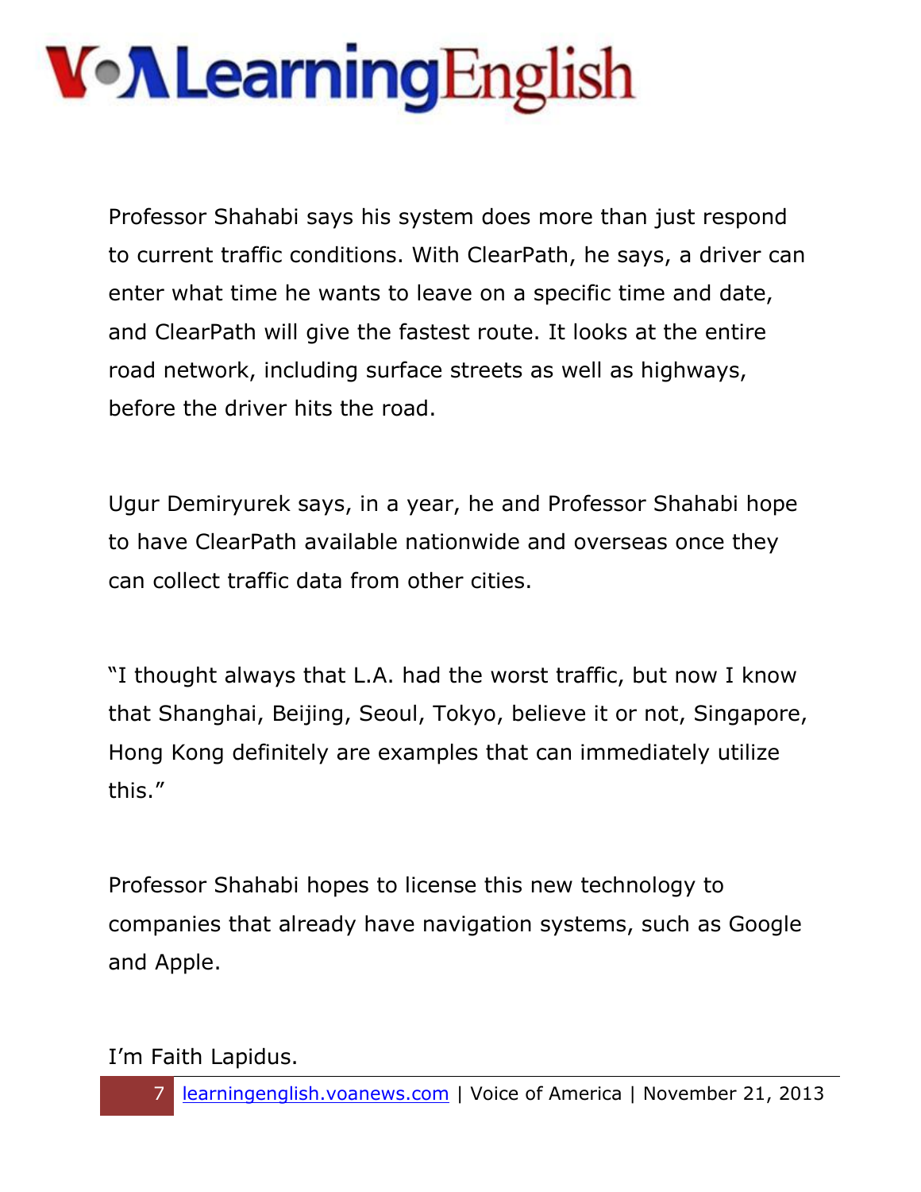Professor Shahabi says his system does more than just respond to current traffic conditions. With ClearPath, he says, a driver can enter what time he wants to leave on a specific time and date, and ClearPath will give the fastest route. It looks at the entire road network, including surface streets as well as highways, before the driver hits the road.

Ugur Demiryurek says, in a year, he and Professor Shahabi hope to have ClearPath available nationwide and overseas once they can collect traffic data from other cities.

"I thought always that L.A. had the worst traffic, but now I know that Shanghai, Beijing, Seoul, Tokyo, believe it or not, Singapore, Hong Kong definitely are examples that can immediately utilize this."

Professor Shahabi hopes to license this new technology to companies that already have navigation systems, such as Google and Apple.

I'm Faith Lapidus.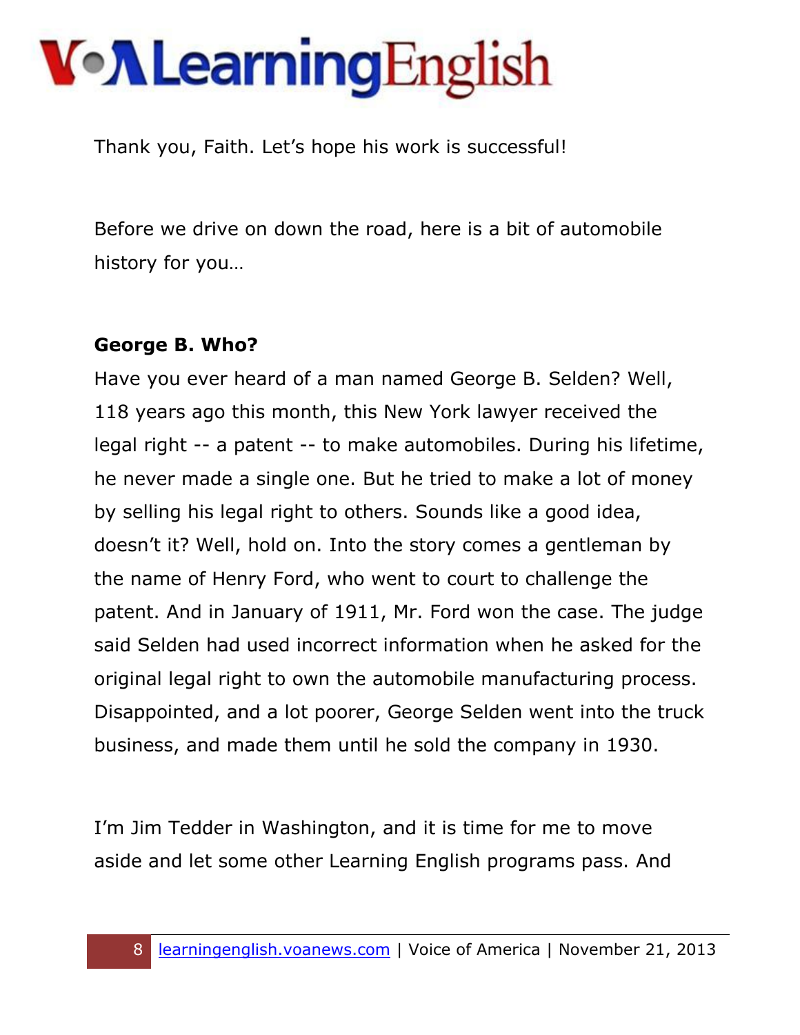Thank you, Faith. Let's hope his work is successful!

Before we drive on down the road, here is a bit of automobile history for you…

**George B. Who?**

Have you ever heard of a man named George B. Selden? Well, 118 years ago this month, this New York lawyer received the legal right -- a patent -- to make automobiles. During his lifetime, he never made a single one. But he tried to make a lot of money by selling his legal right to others. Sounds like a good idea, doesn't it? Well, hold on. Into the story comes a gentleman by the name of Henry Ford, who went to court to challenge the patent. And in January of 1911, Mr. Ford won the case. The judge said Selden had used incorrect information when he asked for the original legal right to own the automobile manufacturing process. Disappointed, and a lot poorer, George Selden went into the truck business, and made them until he sold the company in 1930.

I'm Jim Tedder in Washington, and it is time for me to move aside and let some other Learning English programs pass. And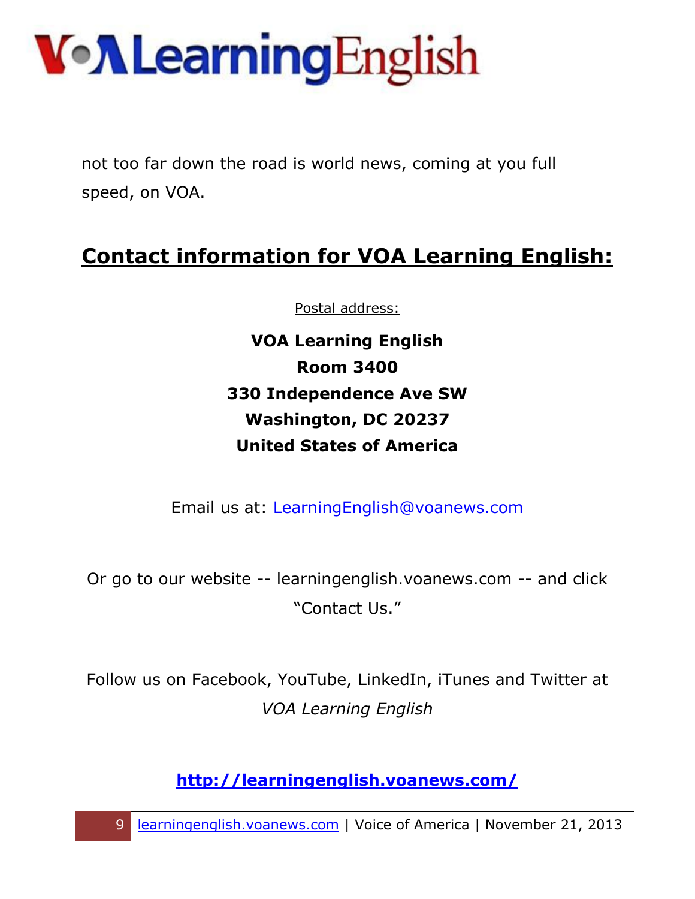not too far down the road is world news, coming at you full speed, on VOA.

## Contact information for VOA Learning English:

Postal address:

**VOA Learning English**
**Room 3400**
**330 Independence Ave SW**
**Washington, DC 20237**
**United States of America**

Email us at: LearningEnglish@voanews.com

Or go to our website -- learningenglish.voanews.com -- and click "Contact Us."

Follow us on Facebook, YouTube, LinkedIn, iTunes and Twitter at *VOA Learning English*

**http://learningenglish.voanews.com/**